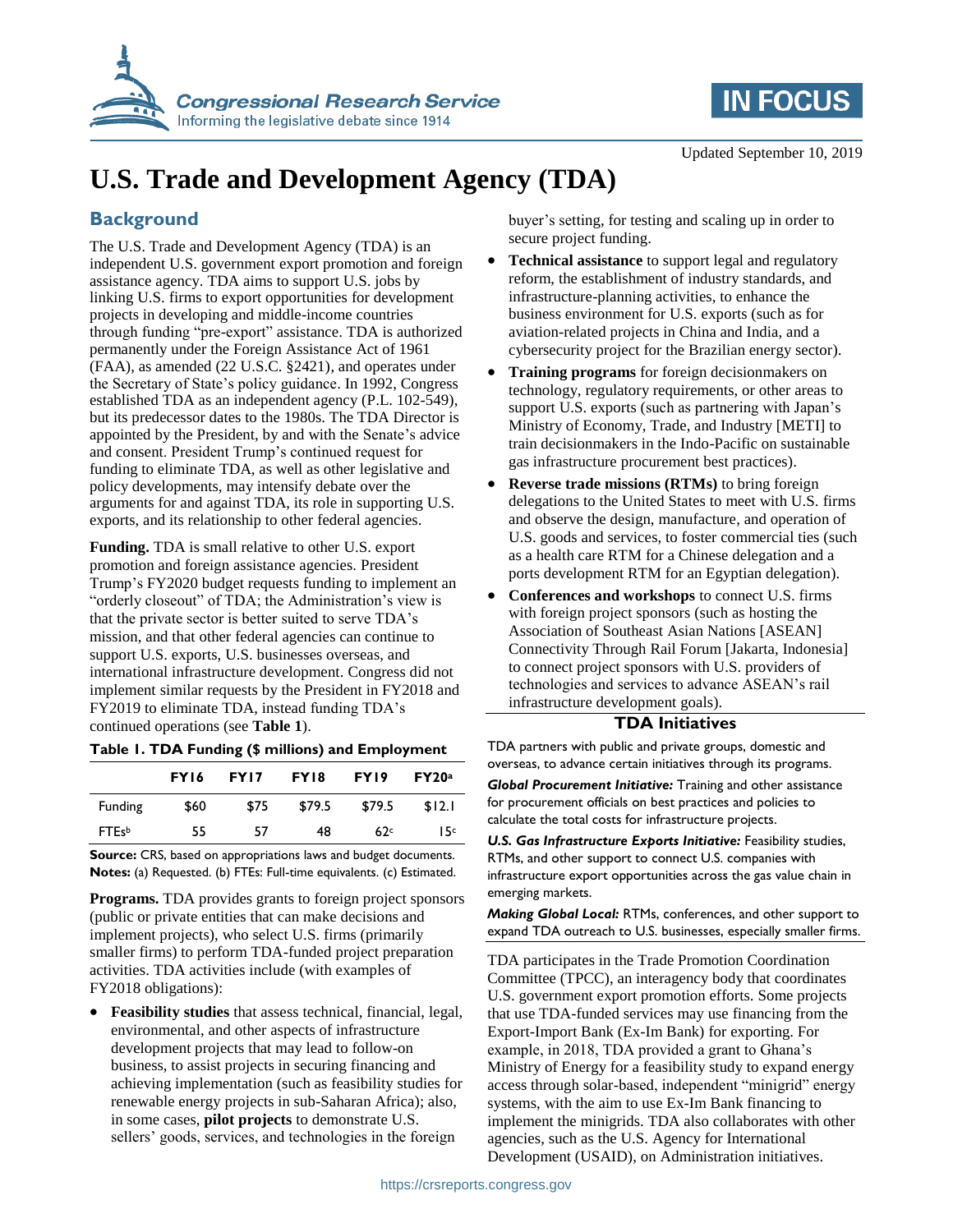Updated September 10, 2019

# U.S. Trade and Development Agency (TDA)

## Background

The U.S. Trade and Development Agency (TDA) is an independent U.S. government export promotion and foreign assistance agency. TDA aims to support U.S. jobs by linking U.S. firms to export opportunities for development projects in developing and middle-income countries through funding "pre-export" assistance. TDA is authorized permanently under the Foreign Assistance Act of 1961 (FAA), as amended (22 U.S.C. §2421), and operates under the Secretary of State's policy guidance. In 1992, Congress established TDA as an independent agency (P.L. 102-549), but its predecessor dates to the 1980s. The TDA Director is appointed by the President, by and with the Senate's advice and consent. President Trump's continued request for funding to eliminate TDA, as well as other legislative and policy developments, may intensify debate over the arguments for and against TDA, its role in supporting U.S. exports, and its relationship to other federal agencies.

**Funding.** TDA is small relative to other U.S. export promotion and foreign assistance agencies. President Trump's FY2020 budget requests funding to implement an "orderly closeout" of TDA; the Administration's view is that the private sector is better suited to serve TDA's mission, and that other federal agencies can continue to support U.S. exports, U.S. businesses overseas, and international infrastructure development. Congress did not implement similar requests by the President in FY2018 and FY2019 to eliminate TDA, instead funding TDA's continued operations (see **Table 1**).

**Table 1. TDA Funding ($ millions) and Employment**

| | FY16 | FY17 | FY18 | FY19 | FY20[a] |
|---|---|---|---|---|---|
| Funding | $60 | $75 | $79.5 | $79.5 | $12.1 |
| FTEs[b] | 55 | 57 | 48 | 62[c] | 15[c] |

**Source:** CRS, based on appropriations laws and budget documents.
**Notes:** (a) Requested. (b) FTEs: Full-time equivalents. (c) Estimated.

**Programs.** TDA provides grants to foreign project sponsors (public or private entities that can make decisions and implement projects), who select U.S. firms (primarily smaller firms) to perform TDA-funded project preparation activities. TDA activities include (with examples of FY2018 obligations):

- **Feasibility studies** that assess technical, financial, legal, environmental, and other aspects of infrastructure development projects that may lead to follow-on business, to assist projects in securing financing and achieving implementation (such as feasibility studies for renewable energy projects in sub-Saharan Africa); also, in some cases, **pilot projects** to demonstrate U.S. sellers' goods, services, and technologies in the foreign buyer's setting, for testing and scaling up in order to secure project funding.
- **Technical assistance** to support legal and regulatory reform, the establishment of industry standards, and infrastructure-planning activities, to enhance the business environment for U.S. exports (such as for aviation-related projects in China and India, and a cybersecurity project for the Brazilian energy sector).
- **Training programs** for foreign decisionmakers on technology, regulatory requirements, or other areas to support U.S. exports (such as partnering with Japan's Ministry of Economy, Trade, and Industry [METI] to train decisionmakers in the Indo-Pacific on sustainable gas infrastructure procurement best practices).
- **Reverse trade missions (RTMs)** to bring foreign delegations to the United States to meet with U.S. firms and observe the design, manufacture, and operation of U.S. goods and services, to foster commercial ties (such as a health care RTM for a Chinese delegation and a ports development RTM for an Egyptian delegation).
- **Conferences and workshops** to connect U.S. firms with foreign project sponsors (such as hosting the Association of Southeast Asian Nations [ASEAN] Connectivity Through Rail Forum [Jakarta, Indonesia] to connect project sponsors with U.S. providers of technologies and services to advance ASEAN's rail infrastructure development goals).

### TDA Initiatives

TDA partners with public and private groups, domestic and overseas, to advance certain initiatives through its programs.

***Global Procurement Initiative:*** Training and other assistance for procurement officials on best practices and policies to calculate the total costs for infrastructure projects.

***U.S. Gas Infrastructure Exports Initiative:*** Feasibility studies, RTMs, and other support to connect U.S. companies with infrastructure export opportunities across the gas value chain in emerging markets.

***Making Global Local:*** RTMs, conferences, and other support to expand TDA outreach to U.S. businesses, especially smaller firms.

TDA participates in the Trade Promotion Coordination Committee (TPCC), an interagency body that coordinates U.S. government export promotion efforts. Some projects that use TDA-funded services may use financing from the Export-Import Bank (Ex-Im Bank) for exporting. For example, in 2018, TDA provided a grant to Ghana's Ministry of Energy for a feasibility study to expand energy access through solar-based, independent "minigrid" energy systems, with the aim to use Ex-Im Bank financing to implement the minigrids. TDA also collaborates with other agencies, such as the U.S. Agency for International Development (USAID), on Administration initiatives.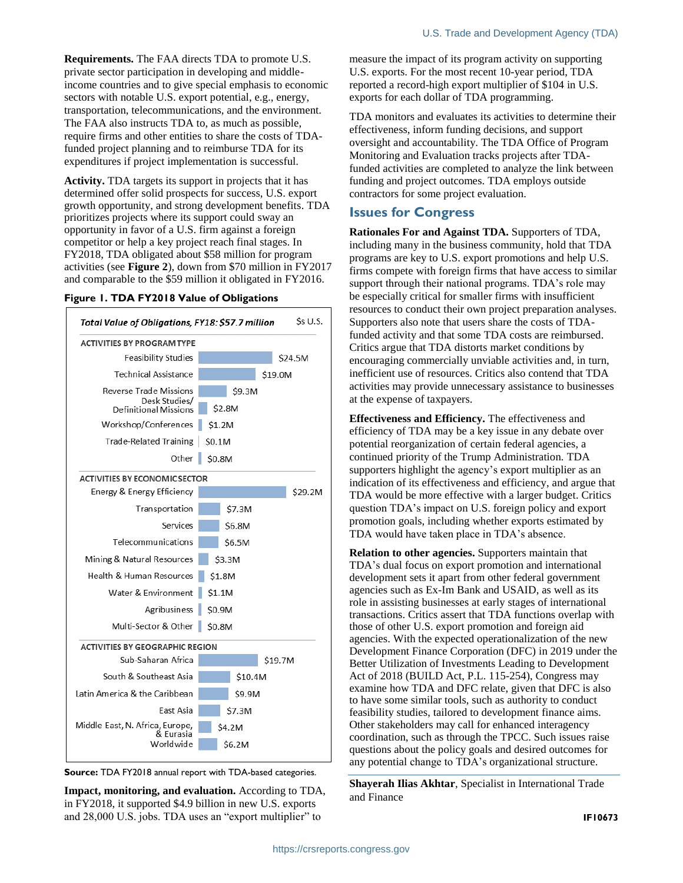**Requirements.** The FAA directs TDA to promote U.S. private sector participation in developing and middle-income countries and to give special emphasis to economic sectors with notable U.S. export potential, e.g., energy, transportation, telecommunications, and the environment. The FAA also instructs TDA to, as much as possible, require firms and other entities to share the costs of TDA-funded project planning and to reimburse TDA for its expenditures if project implementation is successful.

**Activity.** TDA targets its support in projects that it has determined offer solid prospects for success, U.S. export growth opportunity, and strong development benefits. TDA prioritizes projects where its support could sway an opportunity in favor of a U.S. firm against a foreign competitor or help a key project reach final stages. In FY2018, TDA obligated about $58 million for program activities (see **Figure 2**), down from $70 million in FY2017 and comparable to the $59 million it obligated in FY2016.

**Figure 1. TDA FY2018 Value of Obligations**

*Total Value of Obligations, FY18: $57.7 million* — $s U.S.

| Category | Value |
| --- | --- |
| **ACTIVITIES BY PROGRAM TYPE** | |
| Feasibility Studies | $24.5M |
| Technical Assistance | $19.0M |
| Reverse Trade Missions | $9.3M |
| Desk Studies/ Definitional Missions | $2.8M |
| Workshop/Conferences | $1.2M |
| Trade-Related Training | $0.1M |
| Other | $0.8M |
| **ACTIVITIES BY ECONOMIC SECTOR** | |
| Energy & Energy Efficiency | $29.2M |
| Transportation | $7.3M |
| Services | $6.8M |
| Telecommunications | $6.5M |
| Mining & Natural Resources | $3.3M |
| Health & Human Resources | $1.8M |
| Water & Environment | $1.1M |
| Agribusiness | $0.9M |
| Multi-Sector & Other | $0.8M |
| **ACTIVITIES BY GEOGRAPHIC REGION** | |
| Sub-Saharan Africa | $19.7M |
| South & Southeast Asia | $10.4M |
| Latin America & the Caribbean | $9.9M |
| East Asia | $7.3M |
| Middle East, N. Africa, Europe, & Eurasia | $4.2M |
| Worldwide | $6.2M |

**Source:** TDA FY2018 annual report with TDA-based categories.

**Impact, monitoring, and evaluation.** According to TDA, in FY2018, it supported $4.9 billion in new U.S. exports and 28,000 U.S. jobs. TDA uses an "export multiplier" to measure the impact of its program activity on supporting U.S. exports. For the most recent 10-year period, TDA reported a record-high export multiplier of $104 in U.S. exports for each dollar of TDA programming.

TDA monitors and evaluates its activities to determine their effectiveness, inform funding decisions, and support oversight and accountability. The TDA Office of Program Monitoring and Evaluation tracks projects after TDA-funded activities are completed to analyze the link between funding and project outcomes. TDA employs outside contractors for some project evaluation.

## Issues for Congress

**Rationales For and Against TDA.** Supporters of TDA, including many in the business community, hold that TDA programs are key to U.S. export promotions and help U.S. firms compete with foreign firms that have access to similar support through their national programs. TDA's role may be especially critical for smaller firms with insufficient resources to conduct their own project preparation analyses. Supporters also note that users share the costs of TDA-funded activity and that some TDA costs are reimbursed. Critics argue that TDA distorts market conditions by encouraging commercially unviable activities and, in turn, inefficient use of resources. Critics also contend that TDA activities may provide unnecessary assistance to businesses at the expense of taxpayers.

**Effectiveness and Efficiency.** The effectiveness and efficiency of TDA may be a key issue in any debate over potential reorganization of certain federal agencies, a continued priority of the Trump Administration. TDA supporters highlight the agency's export multiplier as an indication of its effectiveness and efficiency, and argue that TDA would be more effective with a larger budget. Critics question TDA's impact on U.S. foreign policy and export promotion goals, including whether exports estimated by TDA would have taken place in TDA's absence.

**Relation to other agencies.** Supporters maintain that TDA's dual focus on export promotion and international development sets it apart from other federal government agencies such as Ex-Im Bank and USAID, as well as its role in assisting businesses at early stages of international transactions. Critics assert that TDA functions overlap with those of other U.S. export promotion and foreign aid agencies. With the expected operationalization of the new Development Finance Corporation (DFC) in 2019 under the Better Utilization of Investments Leading to Development Act of 2018 (BUILD Act, P.L. 115-254), Congress may examine how TDA and DFC relate, given that DFC is also to have some similar tools, such as authority to conduct feasibility studies, tailored to development finance aims. Other stakeholders may call for enhanced interagency coordination, such as through the TPCC. Such issues raise questions about the policy goals and desired outcomes for any potential change to TDA's organizational structure.

**Shayerah Ilias Akhtar**, Specialist in International Trade and Finance

IF10673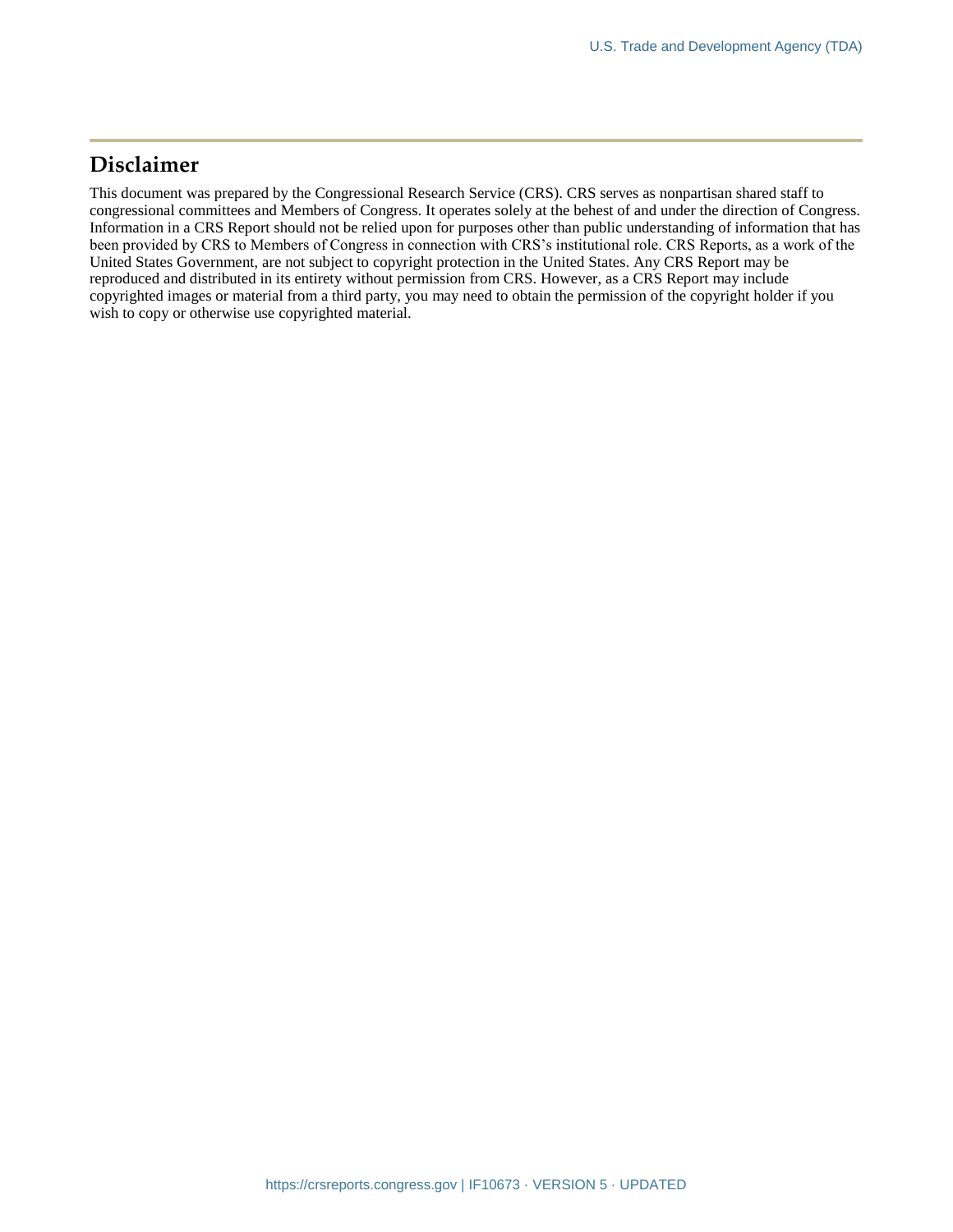## Disclaimer

This document was prepared by the Congressional Research Service (CRS). CRS serves as nonpartisan shared staff to congressional committees and Members of Congress. It operates solely at the behest of and under the direction of Congress. Information in a CRS Report should not be relied upon for purposes other than public understanding of information that has been provided by CRS to Members of Congress in connection with CRS's institutional role. CRS Reports, as a work of the United States Government, are not subject to copyright protection in the United States. Any CRS Report may be reproduced and distributed in its entirety without permission from CRS. However, as a CRS Report may include copyrighted images or material from a third party, you may need to obtain the permission of the copyright holder if you wish to copy or otherwise use copyrighted material.